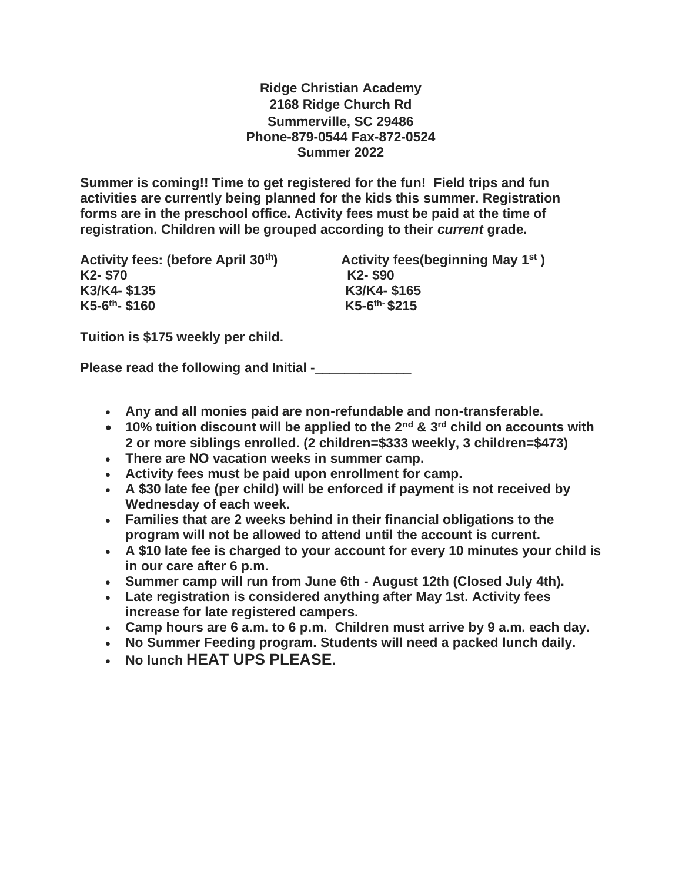**Ridge Christian Academy**
**2168 Ridge Church Rd**
**Summerville, SC 29486**
**Phone-879-0544 Fax-872-0524**
**Summer 2022**

**Summer is coming!! Time to get registered for the fun! Field trips and fun activities are currently being planned for the kids this summer. Registration forms are in the preschool office. Activity fees must be paid at the time of registration. Children will be grouped according to their *current* grade.**

| Activity fees: (before April 30th) | Activity fees(beginning May 1st ) |
| --- | --- |
| K2- $70 | K2- $90 |
| K3/K4- $135 | K3/K4- $165 |
| K5-6th- $160 | K5-6th- $215 |

**Tuition is $175 weekly per child.**

**Please read the following and Initial -_____________**

- **Any and all monies paid are non-refundable and non-transferable.**
- **10% tuition discount will be applied to the 2nd & 3rd child on accounts with 2 or more siblings enrolled. (2 children=$333 weekly, 3 children=$473)**
- **There are NO vacation weeks in summer camp.**
- **Activity fees must be paid upon enrollment for camp.**
- **A $30 late fee (per child) will be enforced if payment is not received by Wednesday of each week.**
- **Families that are 2 weeks behind in their financial obligations to the program will not be allowed to attend until the account is current.**
- **A $10 late fee is charged to your account for every 10 minutes your child is in our care after 6 p.m.**
- **Summer camp will run from June 6th - August 12th (Closed July 4th).**
- **Late registration is considered anything after May 1st. Activity fees increase for late registered campers.**
- **Camp hours are 6 a.m. to 6 p.m. Children must arrive by 9 a.m. each day.**
- **No Summer Feeding program. Students will need a packed lunch daily.**
- **No lunch HEAT UPS PLEASE.**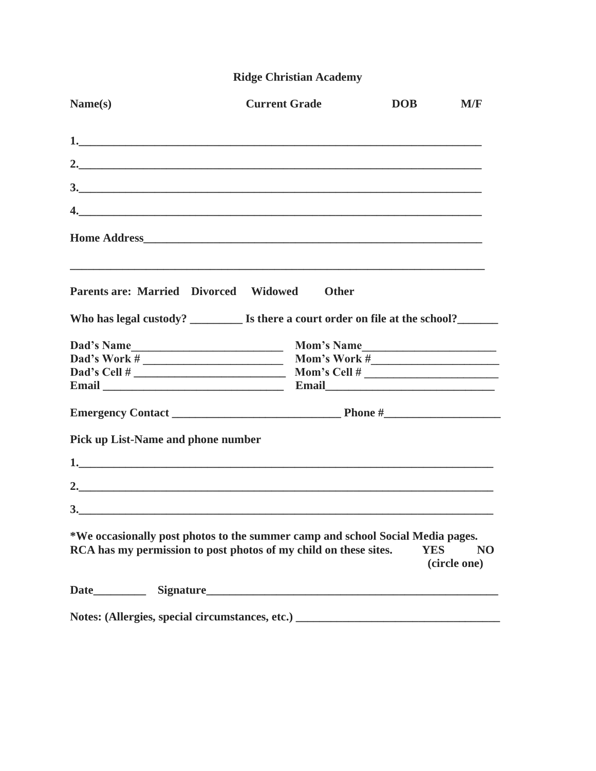**Ridge Christian Academy**

**Name(s)** **Current Grade** **DOB** **M/F**

**1.**_______________________________________________________________________

**2.**_______________________________________________________________________

**3.**_______________________________________________________________________

**4.**_______________________________________________________________________

**Home Address**____________________________________________________________

_________________________________________________________________________

**Parents are: Married Divorced Widowed Other**

**Who has legal custody?** _________ **Is there a court order on file at the school?**_______

**Dad's Name**__________________________ **Mom's Name**______________________

**Dad's Work #** ________________________ **Mom's Work #**_____________________

**Dad's Cell #** __________________________ **Mom's Cell #** ______________________

**Email** _______________________________ **Email**____________________________

**Emergency Contact** _____________________________ **Phone #**____________________

**Pick up List-Name and phone number**

**1.**_________________________________________________________________________

**2.**_________________________________________________________________________

**3.**_________________________________________________________________________

***We occasionally post photos to the summer camp and school Social Media pages. RCA has my permission to post photos of my child on these sites.** **YES** **NO** **(circle one)**

**Date**_________ **Signature**____________________________________________________

**Notes: (Allergies, special circumstances, etc.)** ___________________________________